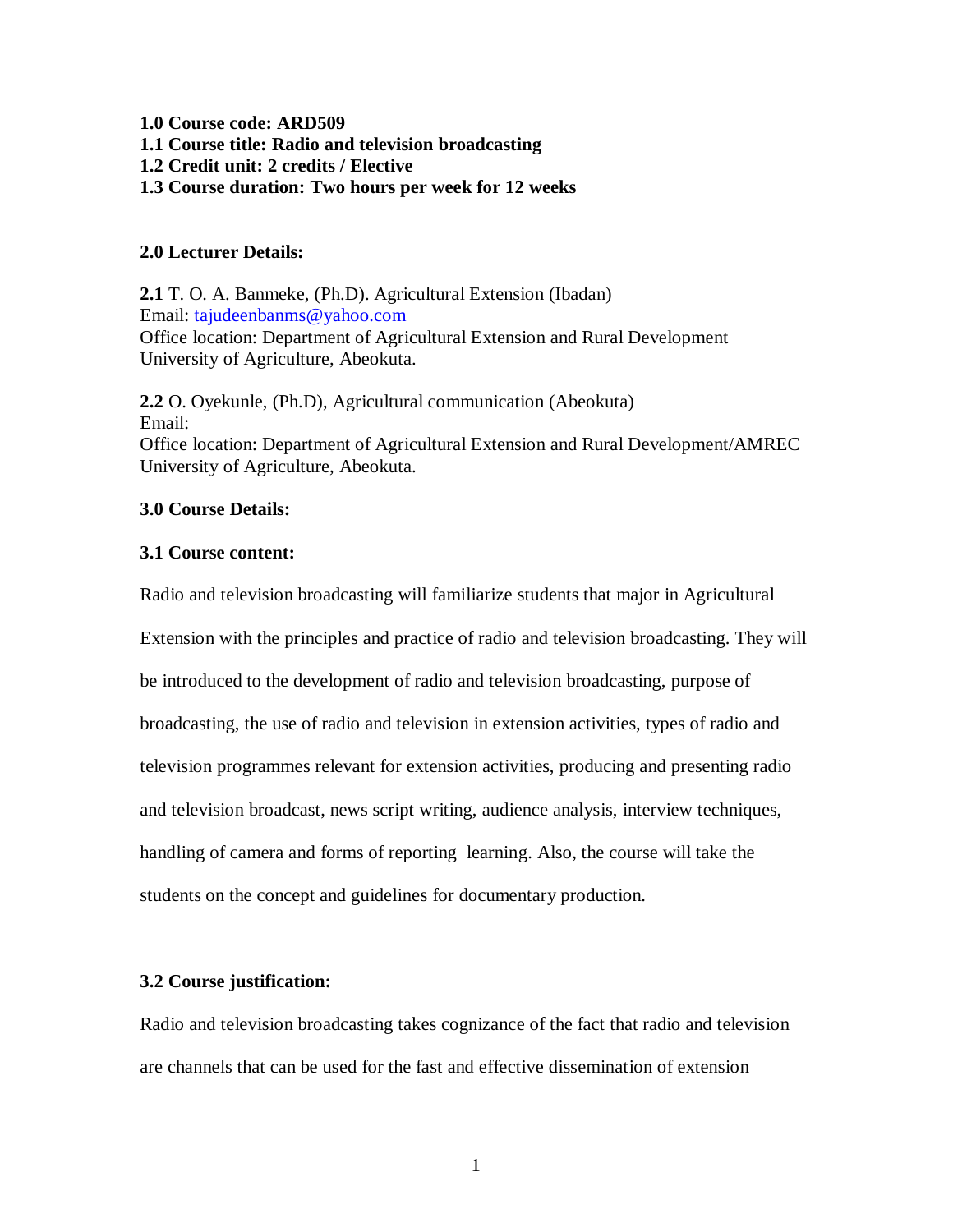**1.0 Course code: ARD509**
**1.1 Course title: Radio and television broadcasting**
**1.2 Credit unit: 2 credits / Elective**
**1.3 Course duration: Two hours per week for 12 weeks**

## 2.0 Lecturer Details:

**2.1** T. O. A. Banmeke, (Ph.D). Agricultural Extension (Ibadan)
Email: tajudeenbanms@yahoo.com
Office location: Department of Agricultural Extension and Rural Development
University of Agriculture, Abeokuta.

**2.2** O. Oyekunle, (Ph.D), Agricultural communication (Abeokuta)
Email:
Office location: Department of Agricultural Extension and Rural Development/AMREC
University of Agriculture, Abeokuta.

## 3.0 Course Details:

### 3.1 Course content:

Radio and television broadcasting will familiarize students that major in Agricultural Extension with the principles and practice of radio and television broadcasting. They will be introduced to the development of radio and television broadcasting, purpose of broadcasting, the use of radio and television in extension activities, types of radio and television programmes relevant for extension activities, producing and presenting radio and television broadcast, news script writing, audience analysis, interview techniques, handling of camera and forms of reporting learning. Also, the course will take the students on the concept and guidelines for documentary production.

### 3.2 Course justification:

Radio and television broadcasting takes cognizance of the fact that radio and television are channels that can be used for the fast and effective dissemination of extension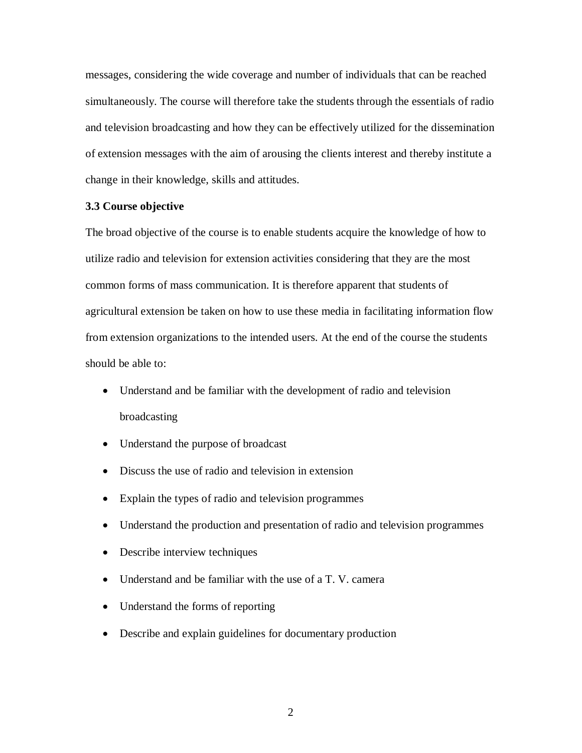messages, considering the wide coverage and number of individuals that can be reached simultaneously. The course will therefore take the students through the essentials of radio and television broadcasting and how they can be effectively utilized for the dissemination of extension messages with the aim of arousing the clients interest and thereby institute a change in their knowledge, skills and attitudes.

**3.3 Course objective**

The broad objective of the course is to enable students acquire the knowledge of how to utilize radio and television for extension activities considering that they are the most common forms of mass communication. It is therefore apparent that students of agricultural extension be taken on how to use these media in facilitating information flow from extension organizations to the intended users. At the end of the course the students should be able to:

- Understand and be familiar with the development of radio and television broadcasting
- Understand the purpose of broadcast
- Discuss the use of radio and television in extension
- Explain the types of radio and television programmes
- Understand the production and presentation of radio and television programmes
- Describe interview techniques
- Understand and be familiar with the use of a T. V. camera
- Understand the forms of reporting
- Describe and explain guidelines for documentary production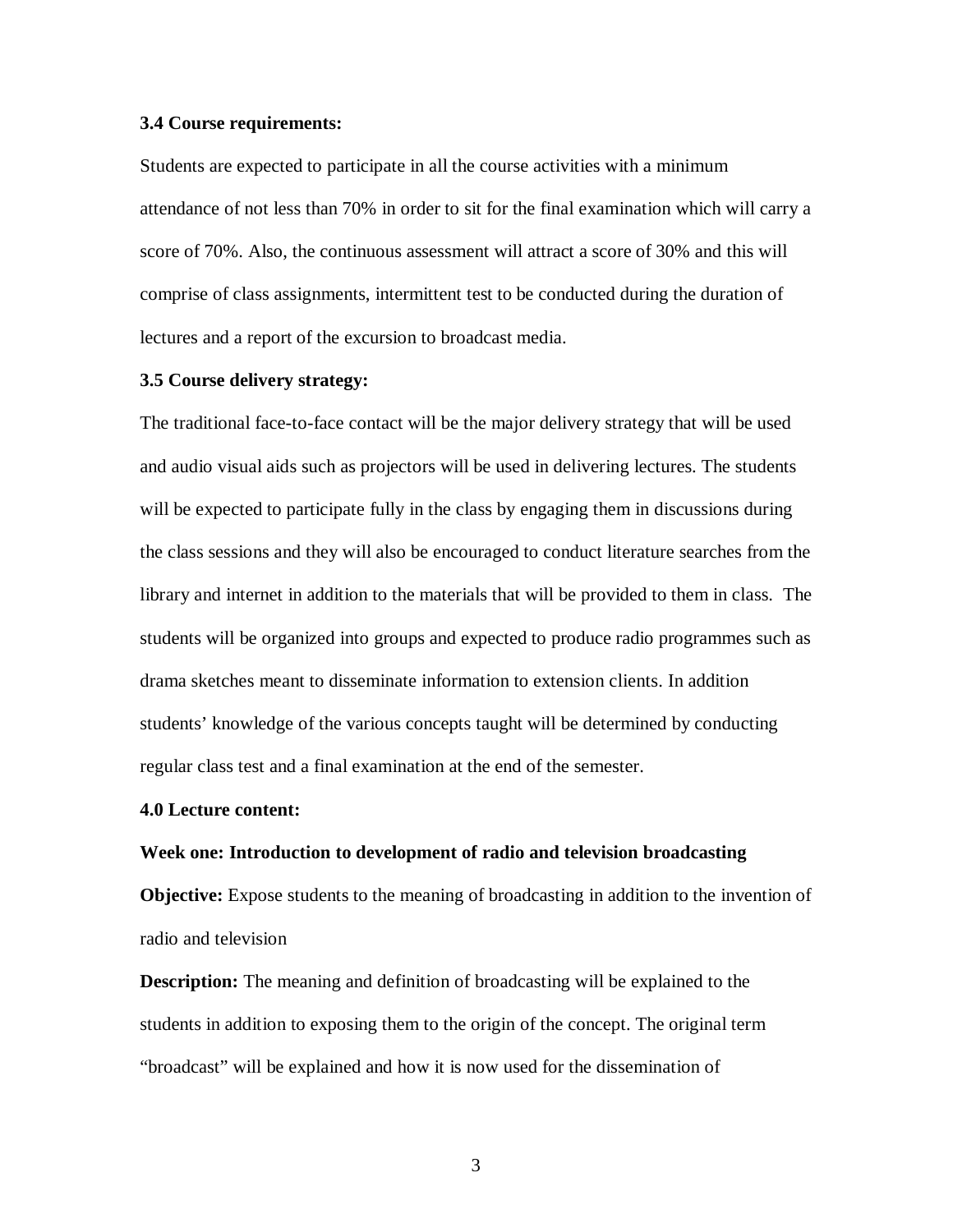**3.4 Course requirements:**

Students are expected to participate in all the course activities with a minimum attendance of not less than 70% in order to sit for the final examination which will carry a score of 70%. Also, the continuous assessment will attract a score of 30% and this will comprise of class assignments, intermittent test to be conducted during the duration of lectures and a report of the excursion to broadcast media.

**3.5 Course delivery strategy:**

The traditional face-to-face contact will be the major delivery strategy that will be used and audio visual aids such as projectors will be used in delivering lectures. The students will be expected to participate fully in the class by engaging them in discussions during the class sessions and they will also be encouraged to conduct literature searches from the library and internet in addition to the materials that will be provided to them in class. The students will be organized into groups and expected to produce radio programmes such as drama sketches meant to disseminate information to extension clients. In addition students' knowledge of the various concepts taught will be determined by conducting regular class test and a final examination at the end of the semester.

**4.0 Lecture content:**

**Week one: Introduction to development of radio and television broadcasting**

**Objective:** Expose students to the meaning of broadcasting in addition to the invention of radio and television

**Description:** The meaning and definition of broadcasting will be explained to the students in addition to exposing them to the origin of the concept. The original term "broadcast" will be explained and how it is now used for the dissemination of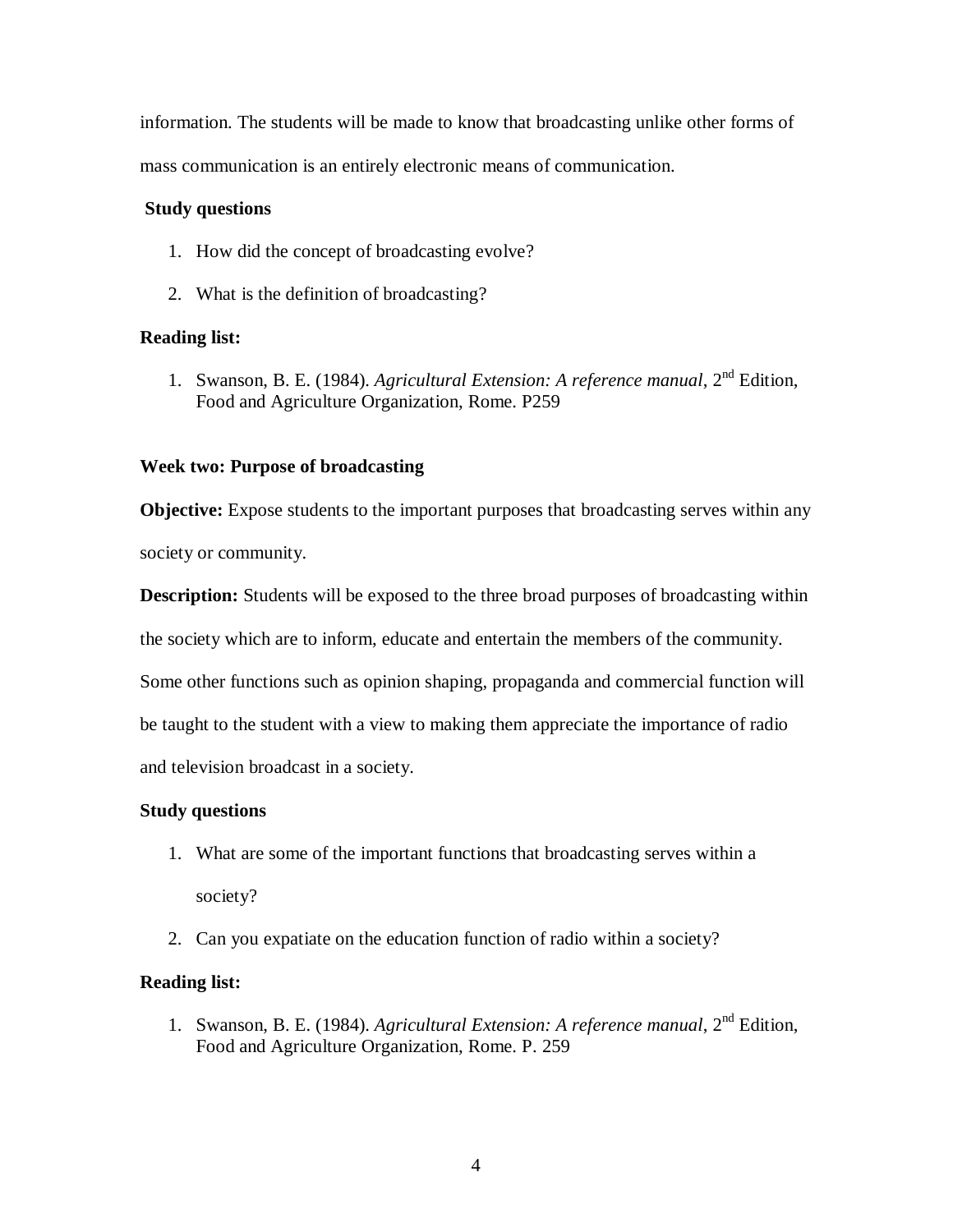information. The students will be made to know that broadcasting unlike other forms of mass communication is an entirely electronic means of communication.

**Study questions**

1. How did the concept of broadcasting evolve?
2. What is the definition of broadcasting?

**Reading list:**

1. Swanson, B. E. (1984). *Agricultural Extension: A reference manual*, 2nd Edition, Food and Agriculture Organization, Rome. P259

**Week two: Purpose of broadcasting**

**Objective:** Expose students to the important purposes that broadcasting serves within any society or community.

**Description:** Students will be exposed to the three broad purposes of broadcasting within the society which are to inform, educate and entertain the members of the community. Some other functions such as opinion shaping, propaganda and commercial function will be taught to the student with a view to making them appreciate the importance of radio and television broadcast in a society.

**Study questions**

1. What are some of the important functions that broadcasting serves within a society?
2. Can you expatiate on the education function of radio within a society?

**Reading list:**

1. Swanson, B. E. (1984). *Agricultural Extension: A reference manual*, 2nd Edition, Food and Agriculture Organization, Rome. P. 259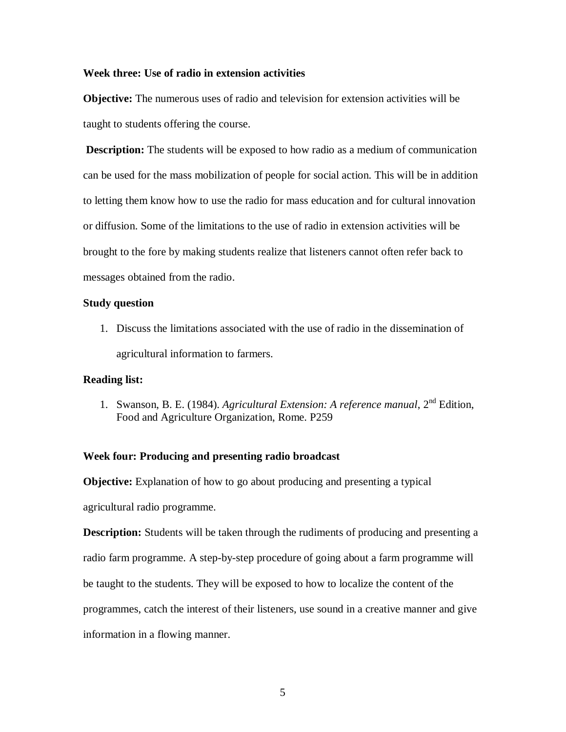**Week three: Use of radio in extension activities**

**Objective:** The numerous uses of radio and television for extension activities will be taught to students offering the course.

**Description:** The students will be exposed to how radio as a medium of communication can be used for the mass mobilization of people for social action. This will be in addition to letting them know how to use the radio for mass education and for cultural innovation or diffusion. Some of the limitations to the use of radio in extension activities will be brought to the fore by making students realize that listeners cannot often refer back to messages obtained from the radio.

**Study question**

1. Discuss the limitations associated with the use of radio in the dissemination of agricultural information to farmers.

**Reading list:**

1. Swanson, B. E. (1984). *Agricultural Extension: A reference manual*, 2nd Edition, Food and Agriculture Organization, Rome. P259

**Week four: Producing and presenting radio broadcast**

**Objective:** Explanation of how to go about producing and presenting a typical agricultural radio programme.

**Description:** Students will be taken through the rudiments of producing and presenting a radio farm programme. A step-by-step procedure of going about a farm programme will be taught to the students. They will be exposed to how to localize the content of the programmes, catch the interest of their listeners, use sound in a creative manner and give information in a flowing manner.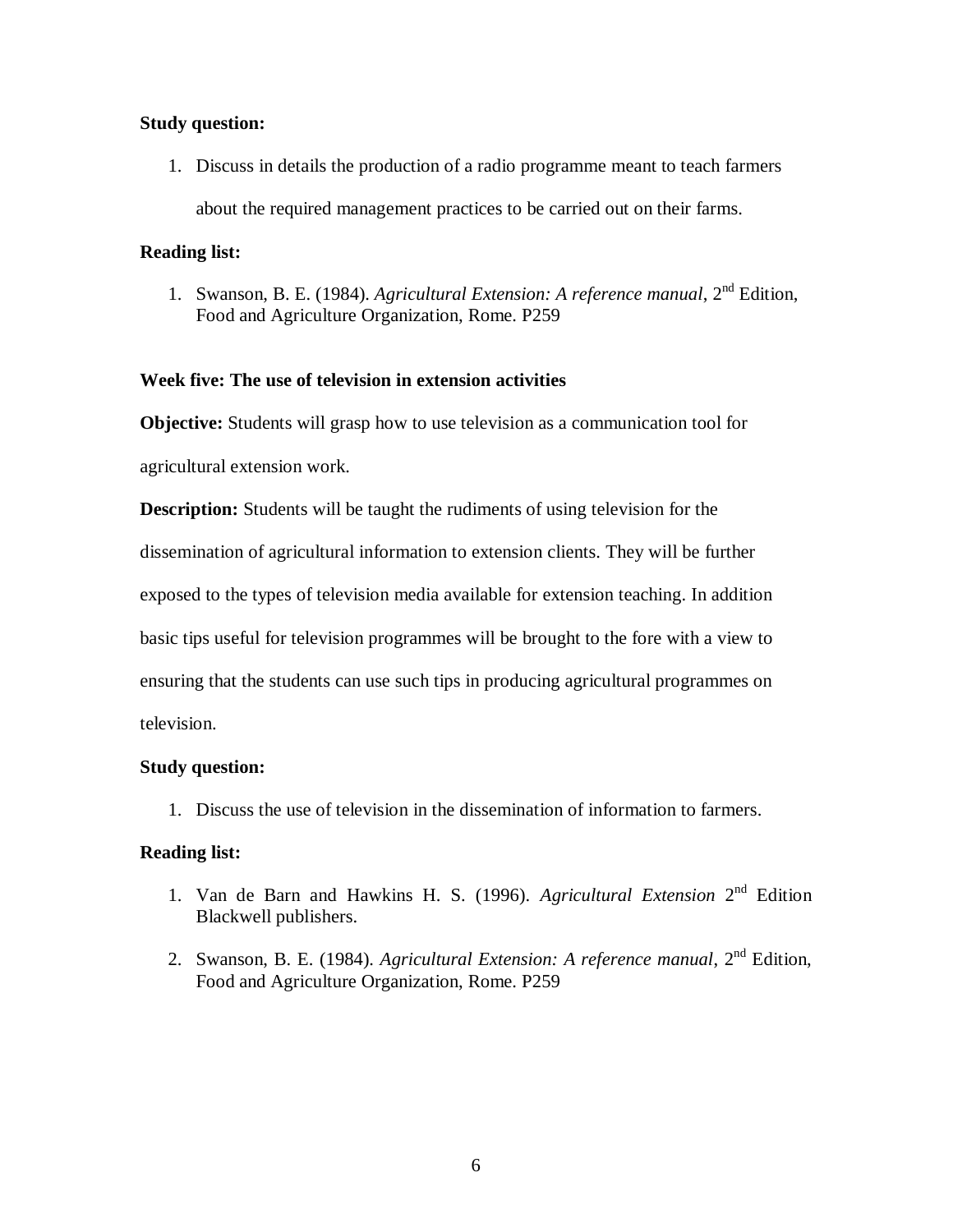**Study question:**

1. Discuss in details the production of a radio programme meant to teach farmers about the required management practices to be carried out on their farms.

**Reading list:**

1. Swanson, B. E. (1984). *Agricultural Extension: A reference manual*, 2nd Edition, Food and Agriculture Organization, Rome. P259

**Week five: The use of television in extension activities**

**Objective:** Students will grasp how to use television as a communication tool for agricultural extension work.

**Description:** Students will be taught the rudiments of using television for the dissemination of agricultural information to extension clients. They will be further exposed to the types of television media available for extension teaching. In addition basic tips useful for television programmes will be brought to the fore with a view to ensuring that the students can use such tips in producing agricultural programmes on television.

**Study question:**

1. Discuss the use of television in the dissemination of information to farmers.

**Reading list:**

1. Van de Barn and Hawkins H. S. (1996). *Agricultural Extension* 2nd Edition Blackwell publishers.
2. Swanson, B. E. (1984). *Agricultural Extension: A reference manual*, 2nd Edition, Food and Agriculture Organization, Rome. P259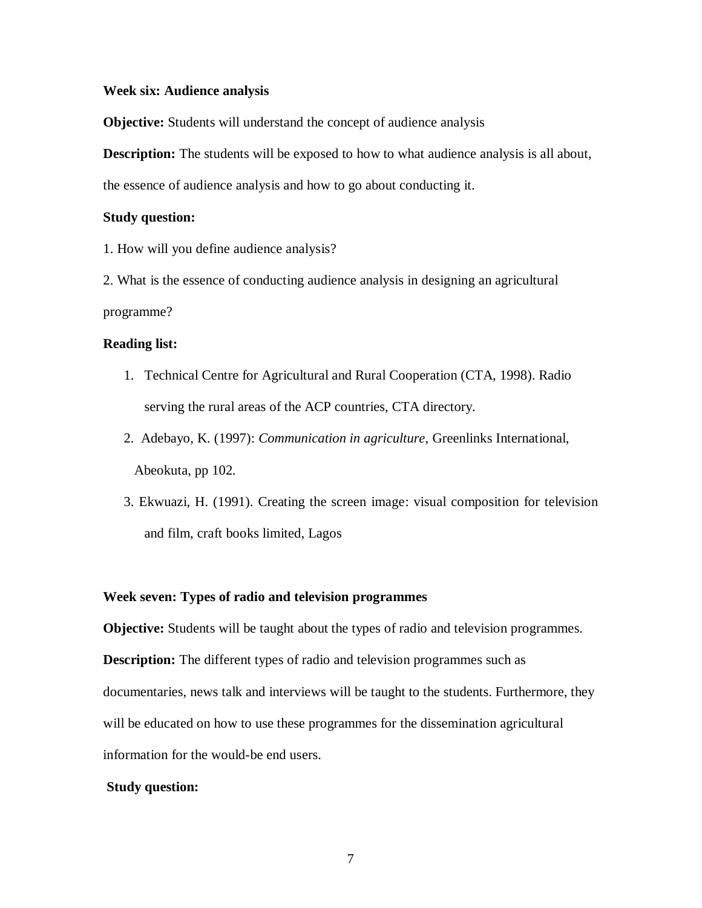**Week six: Audience analysis**

**Objective:** Students will understand the concept of audience analysis

**Description:** The students will be exposed to how to what audience analysis is all about, the essence of audience analysis and how to go about conducting it.

**Study question:**

1. How will you define audience analysis?

2. What is the essence of conducting audience analysis in designing an agricultural programme?

**Reading list:**

1. Technical Centre for Agricultural and Rural Cooperation (CTA, 1998). Radio serving the rural areas of the ACP countries, CTA directory.
2. Adebayo, K. (1997): *Communication in agriculture*, Greenlinks International, Abeokuta, pp 102.
3. Ekwuazi, H. (1991). Creating the screen image: visual composition for television and film, craft books limited, Lagos

**Week seven: Types of radio and television programmes**

**Objective:** Students will be taught about the types of radio and television programmes.

**Description:** The different types of radio and television programmes such as documentaries, news talk and interviews will be taught to the students. Furthermore, they will be educated on how to use these programmes for the dissemination agricultural information for the would-be end users.

**Study question:**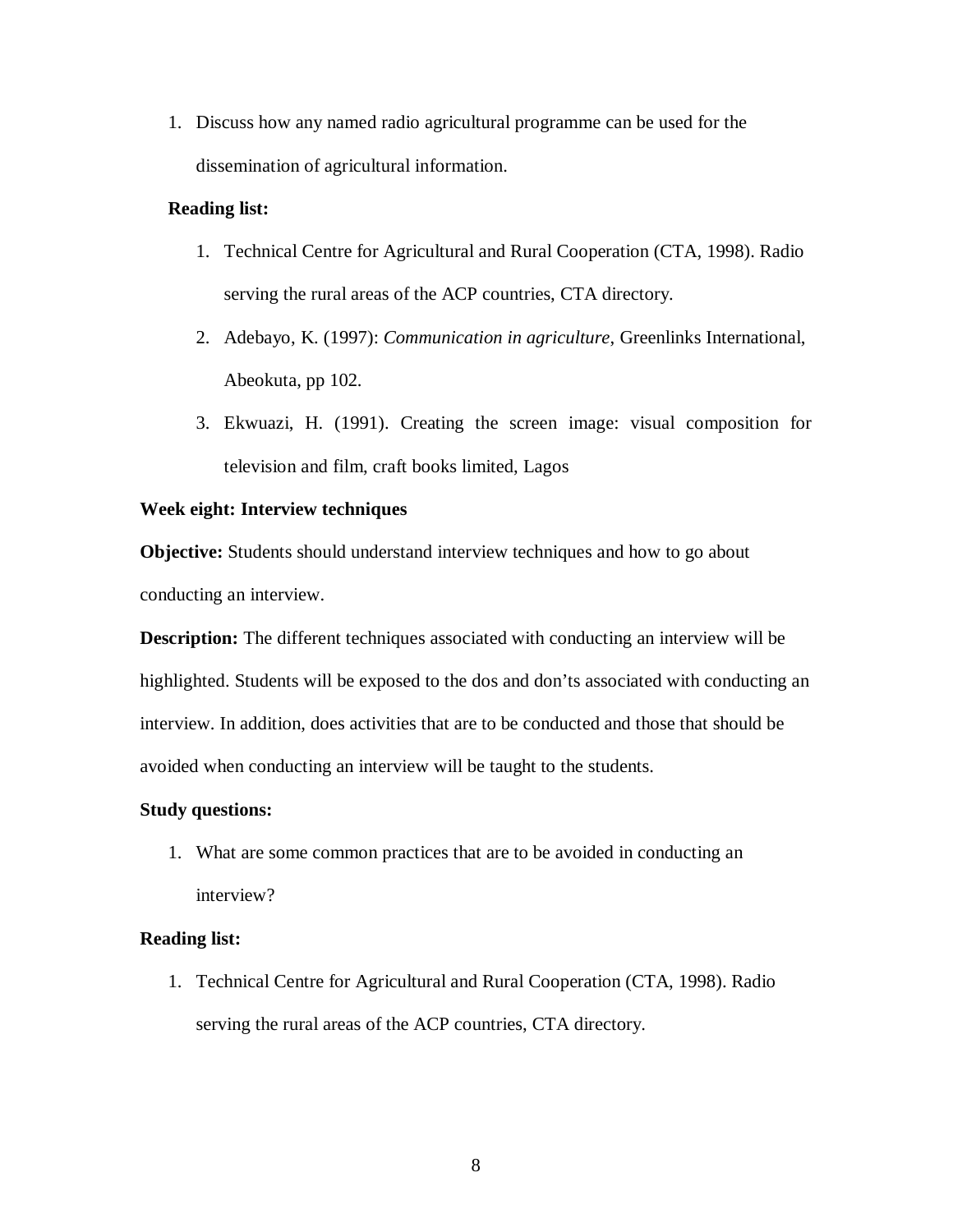1. Discuss how any named radio agricultural programme can be used for the dissemination of agricultural information.

**Reading list:**

1. Technical Centre for Agricultural and Rural Cooperation (CTA, 1998). Radio serving the rural areas of the ACP countries, CTA directory.
2. Adebayo, K. (1997): *Communication in agriculture*, Greenlinks International, Abeokuta, pp 102.
3. Ekwuazi, H. (1991). Creating the screen image: visual composition for television and film, craft books limited, Lagos

**Week eight: Interview techniques**

**Objective:** Students should understand interview techniques and how to go about conducting an interview.

**Description:** The different techniques associated with conducting an interview will be highlighted. Students will be exposed to the dos and don’ts associated with conducting an interview. In addition, does activities that are to be conducted and those that should be avoided when conducting an interview will be taught to the students.

**Study questions:**

1. What are some common practices that are to be avoided in conducting an interview?

**Reading list:**

1. Technical Centre for Agricultural and Rural Cooperation (CTA, 1998). Radio serving the rural areas of the ACP countries, CTA directory.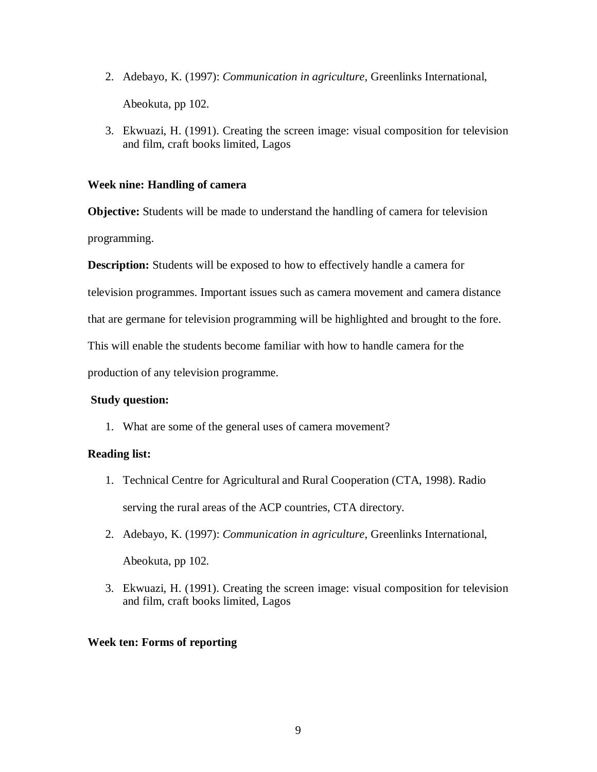2. Adebayo, K. (1997): *Communication in agriculture*, Greenlinks International, Abeokuta, pp 102.
3. Ekwuazi, H. (1991). Creating the screen image: visual composition for television and film, craft books limited, Lagos

**Week nine: Handling of camera**

**Objective:** Students will be made to understand the handling of camera for television programming.

**Description:** Students will be exposed to how to effectively handle a camera for television programmes. Important issues such as camera movement and camera distance that are germane for television programming will be highlighted and brought to the fore. This will enable the students become familiar with how to handle camera for the production of any television programme.

**Study question:**

1. What are some of the general uses of camera movement?

**Reading list:**

1. Technical Centre for Agricultural and Rural Cooperation (CTA, 1998). Radio serving the rural areas of the ACP countries, CTA directory.
2. Adebayo, K. (1997): *Communication in agriculture*, Greenlinks International, Abeokuta, pp 102.
3. Ekwuazi, H. (1991). Creating the screen image: visual composition for television and film, craft books limited, Lagos

**Week ten: Forms of reporting**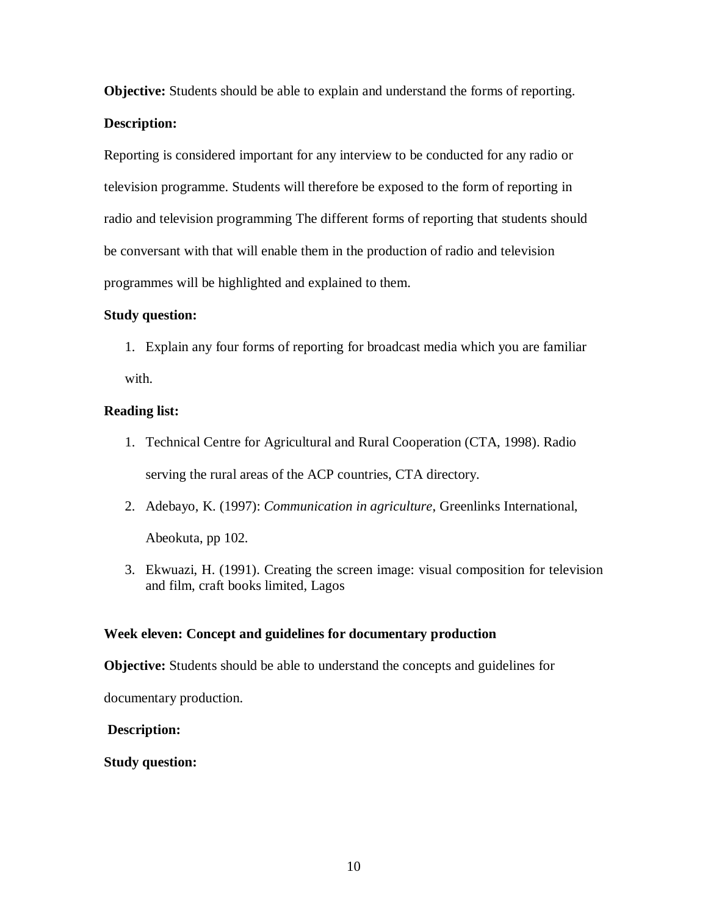**Objective:** Students should be able to explain and understand the forms of reporting.

**Description:**

Reporting is considered important for any interview to be conducted for any radio or television programme. Students will therefore be exposed to the form of reporting in radio and television programming The different forms of reporting that students should be conversant with that will enable them in the production of radio and television programmes will be highlighted and explained to them.

**Study question:**

1. Explain any four forms of reporting for broadcast media which you are familiar with.

**Reading list:**

1. Technical Centre for Agricultural and Rural Cooperation (CTA, 1998). Radio serving the rural areas of the ACP countries, CTA directory.
2. Adebayo, K. (1997): *Communication in agriculture*, Greenlinks International, Abeokuta, pp 102.
3. Ekwuazi, H. (1991). Creating the screen image: visual composition for television and film, craft books limited, Lagos

**Week eleven: Concept and guidelines for documentary production**

**Objective:** Students should be able to understand the concepts and guidelines for documentary production.

**Description:**

**Study question:**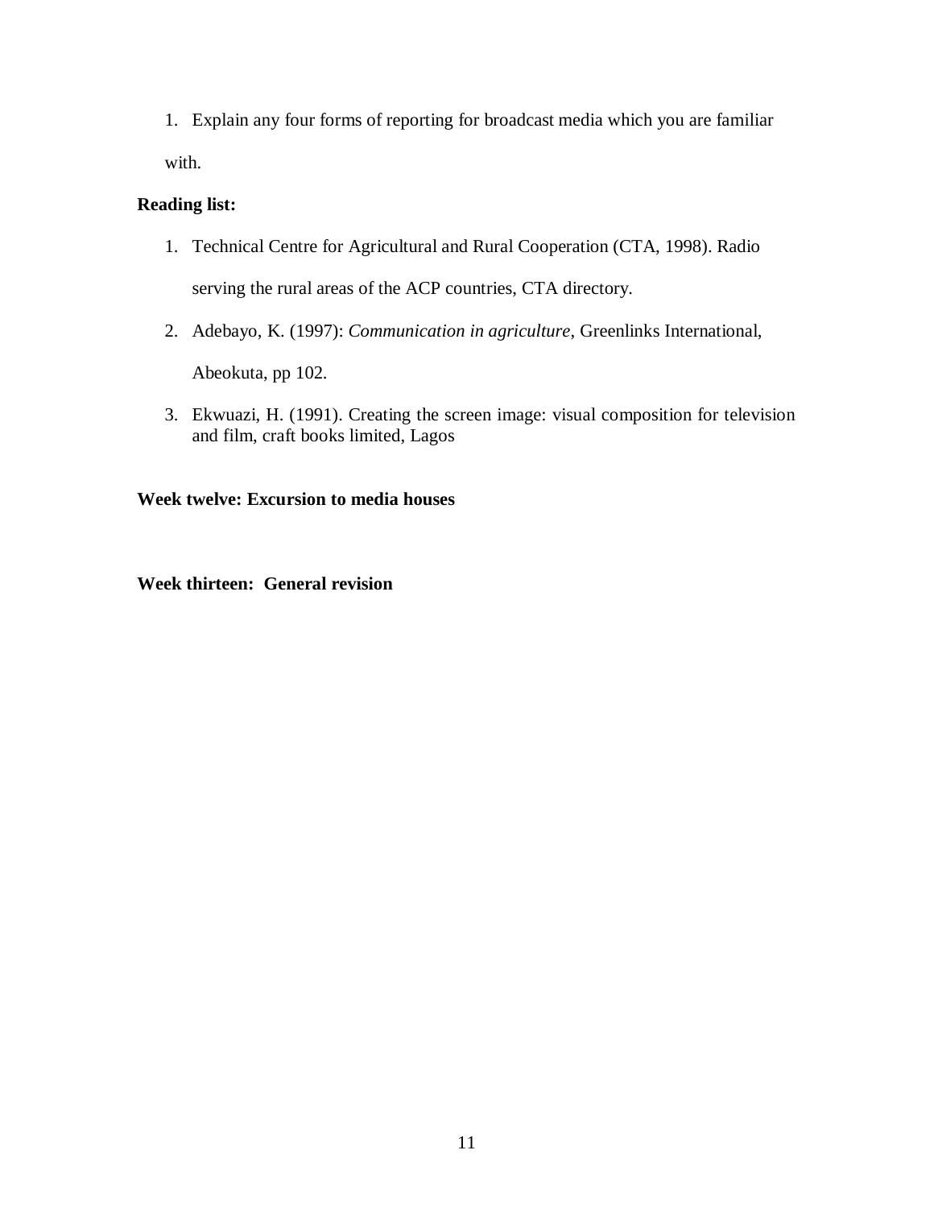1. Explain any four forms of reporting for broadcast media which you are familiar with.

**Reading list:**

1. Technical Centre for Agricultural and Rural Cooperation (CTA, 1998). Radio serving the rural areas of the ACP countries, CTA directory.
2. Adebayo, K. (1997): *Communication in agriculture*, Greenlinks International, Abeokuta, pp 102.
3. Ekwuazi, H. (1991). Creating the screen image: visual composition for television and film, craft books limited, Lagos

**Week twelve: Excursion to media houses**

**Week thirteen: General revision**